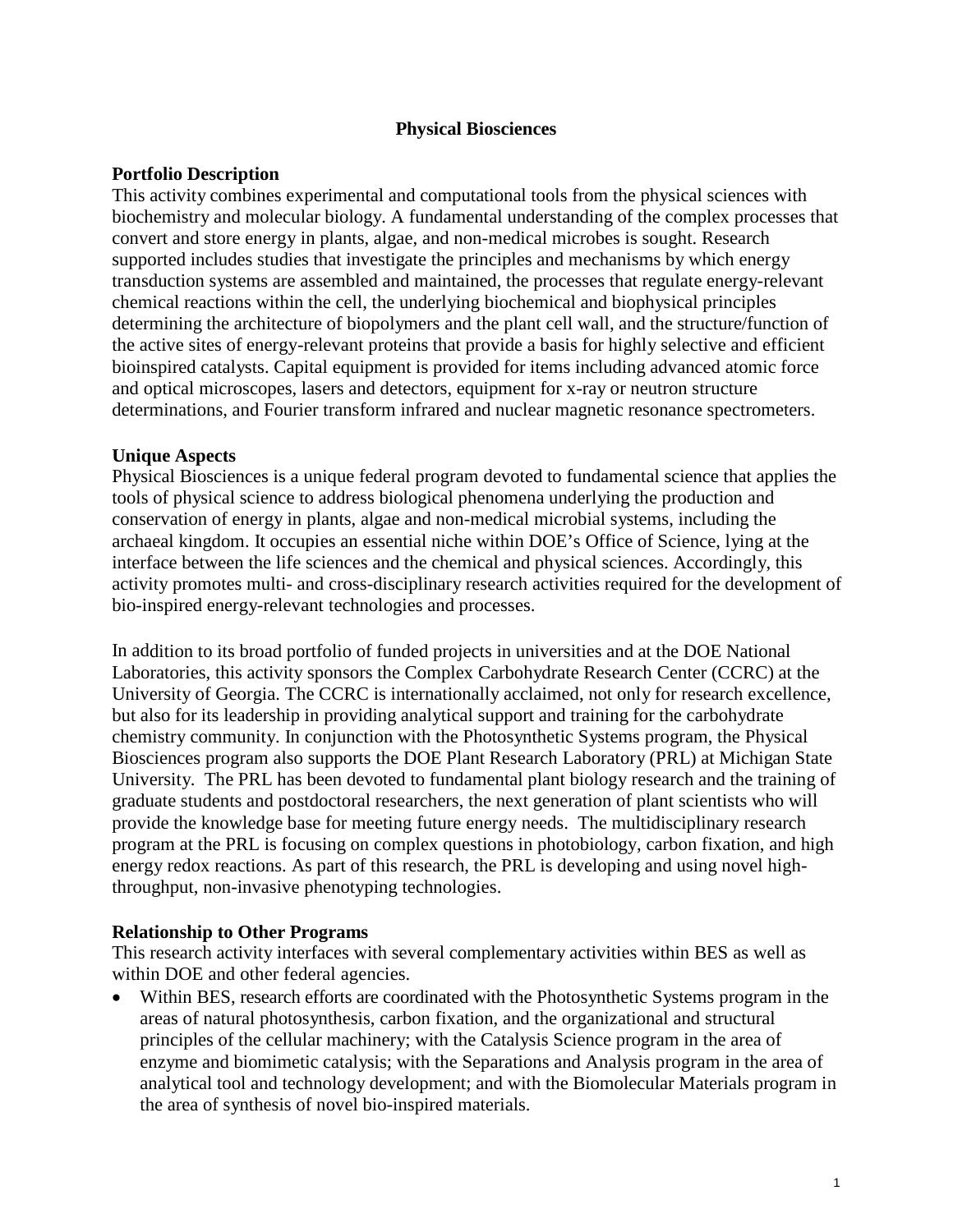# Physical Biosciences

## Portfolio Description

This activity combines experimental and computational tools from the physical sciences with biochemistry and molecular biology. A fundamental understanding of the complex processes that convert and store energy in plants, algae, and non-medical microbes is sought. Research supported includes studies that investigate the principles and mechanisms by which energy transduction systems are assembled and maintained, the processes that regulate energy-relevant chemical reactions within the cell, the underlying biochemical and biophysical principles determining the architecture of biopolymers and the plant cell wall, and the structure/function of the active sites of energy-relevant proteins that provide a basis for highly selective and efficient bioinspired catalysts. Capital equipment is provided for items including advanced atomic force and optical microscopes, lasers and detectors, equipment for x-ray or neutron structure determinations, and Fourier transform infrared and nuclear magnetic resonance spectrometers.

## Unique Aspects

Physical Biosciences is a unique federal program devoted to fundamental science that applies the tools of physical science to address biological phenomena underlying the production and conservation of energy in plants, algae and non-medical microbial systems, including the archaeal kingdom. It occupies an essential niche within DOE's Office of Science, lying at the interface between the life sciences and the chemical and physical sciences. Accordingly, this activity promotes multi- and cross-disciplinary research activities required for the development of bio-inspired energy-relevant technologies and processes.

In addition to its broad portfolio of funded projects in universities and at the DOE National Laboratories, this activity sponsors the Complex Carbohydrate Research Center (CCRC) at the University of Georgia. The CCRC is internationally acclaimed, not only for research excellence, but also for its leadership in providing analytical support and training for the carbohydrate chemistry community. In conjunction with the Photosynthetic Systems program, the Physical Biosciences program also supports the DOE Plant Research Laboratory (PRL) at Michigan State University. The PRL has been devoted to fundamental plant biology research and the training of graduate students and postdoctoral researchers, the next generation of plant scientists who will provide the knowledge base for meeting future energy needs. The multidisciplinary research program at the PRL is focusing on complex questions in photobiology, carbon fixation, and high energy redox reactions. As part of this research, the PRL is developing and using novel high-throughput, non-invasive phenotyping technologies.

## Relationship to Other Programs

This research activity interfaces with several complementary activities within BES as well as within DOE and other federal agencies.

- Within BES, research efforts are coordinated with the Photosynthetic Systems program in the areas of natural photosynthesis, carbon fixation, and the organizational and structural principles of the cellular machinery; with the Catalysis Science program in the area of enzyme and biomimetic catalysis; with the Separations and Analysis program in the area of analytical tool and technology development; and with the Biomolecular Materials program in the area of synthesis of novel bio-inspired materials.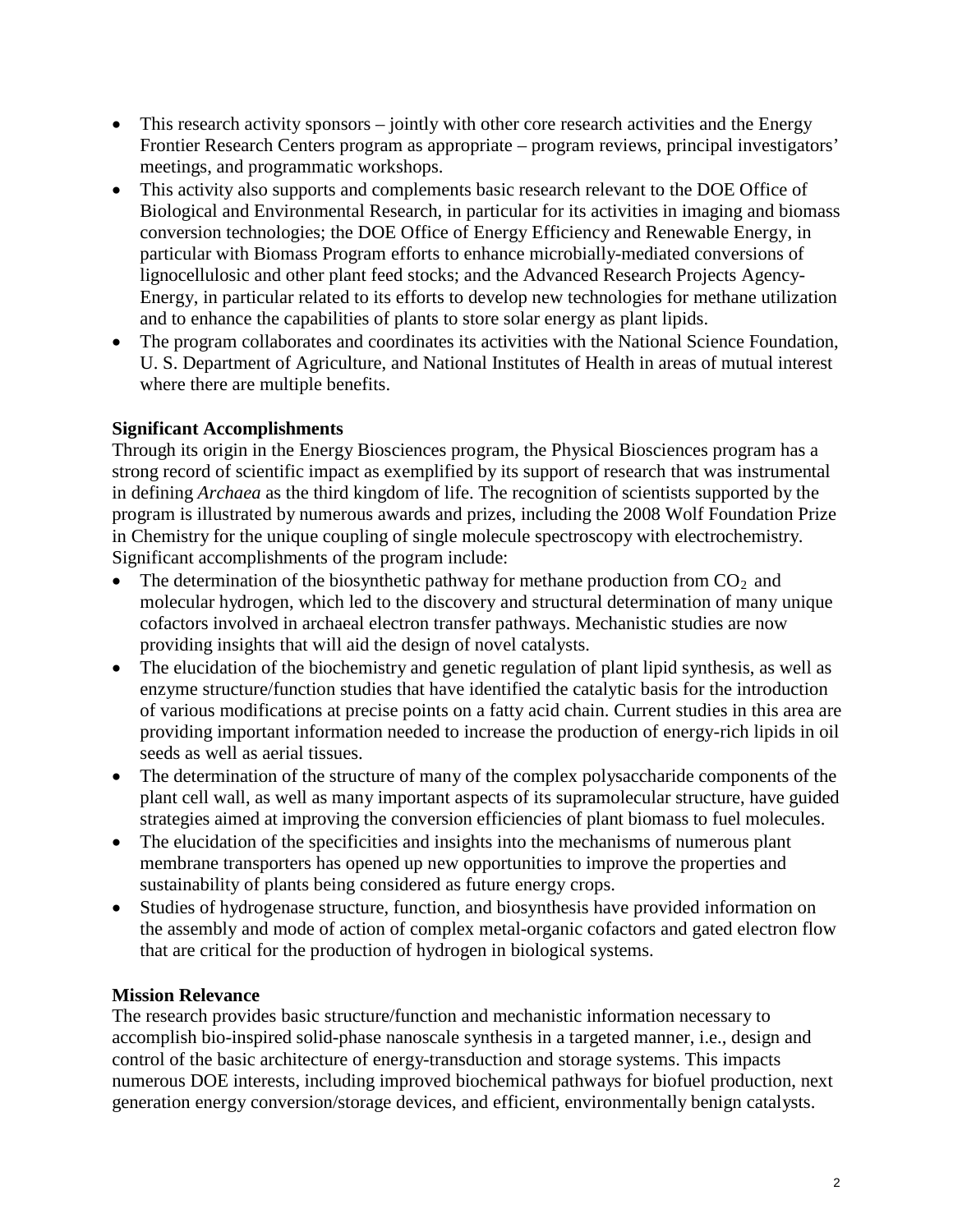- This research activity sponsors – jointly with other core research activities and the Energy Frontier Research Centers program as appropriate – program reviews, principal investigators' meetings, and programmatic workshops.
- This activity also supports and complements basic research relevant to the DOE Office of Biological and Environmental Research, in particular for its activities in imaging and biomass conversion technologies; the DOE Office of Energy Efficiency and Renewable Energy, in particular with Biomass Program efforts to enhance microbially-mediated conversions of lignocellulosic and other plant feed stocks; and the Advanced Research Projects Agency-Energy, in particular related to its efforts to develop new technologies for methane utilization and to enhance the capabilities of plants to store solar energy as plant lipids.
- The program collaborates and coordinates its activities with the National Science Foundation, U. S. Department of Agriculture, and National Institutes of Health in areas of mutual interest where there are multiple benefits.

**Significant Accomplishments**

Through its origin in the Energy Biosciences program, the Physical Biosciences program has a strong record of scientific impact as exemplified by its support of research that was instrumental in defining *Archaea* as the third kingdom of life. The recognition of scientists supported by the program is illustrated by numerous awards and prizes, including the 2008 Wolf Foundation Prize in Chemistry for the unique coupling of single molecule spectroscopy with electrochemistry. Significant accomplishments of the program include:

- The determination of the biosynthetic pathway for methane production from $CO_2$ and molecular hydrogen, which led to the discovery and structural determination of many unique cofactors involved in archaeal electron transfer pathways. Mechanistic studies are now providing insights that will aid the design of novel catalysts.
- The elucidation of the biochemistry and genetic regulation of plant lipid synthesis, as well as enzyme structure/function studies that have identified the catalytic basis for the introduction of various modifications at precise points on a fatty acid chain. Current studies in this area are providing important information needed to increase the production of energy-rich lipids in oil seeds as well as aerial tissues.
- The determination of the structure of many of the complex polysaccharide components of the plant cell wall, as well as many important aspects of its supramolecular structure, have guided strategies aimed at improving the conversion efficiencies of plant biomass to fuel molecules.
- The elucidation of the specificities and insights into the mechanisms of numerous plant membrane transporters has opened up new opportunities to improve the properties and sustainability of plants being considered as future energy crops.
- Studies of hydrogenase structure, function, and biosynthesis have provided information on the assembly and mode of action of complex metal-organic cofactors and gated electron flow that are critical for the production of hydrogen in biological systems.

**Mission Relevance**

The research provides basic structure/function and mechanistic information necessary to accomplish bio-inspired solid-phase nanoscale synthesis in a targeted manner, i.e., design and control of the basic architecture of energy-transduction and storage systems. This impacts numerous DOE interests, including improved biochemical pathways for biofuel production, next generation energy conversion/storage devices, and efficient, environmentally benign catalysts.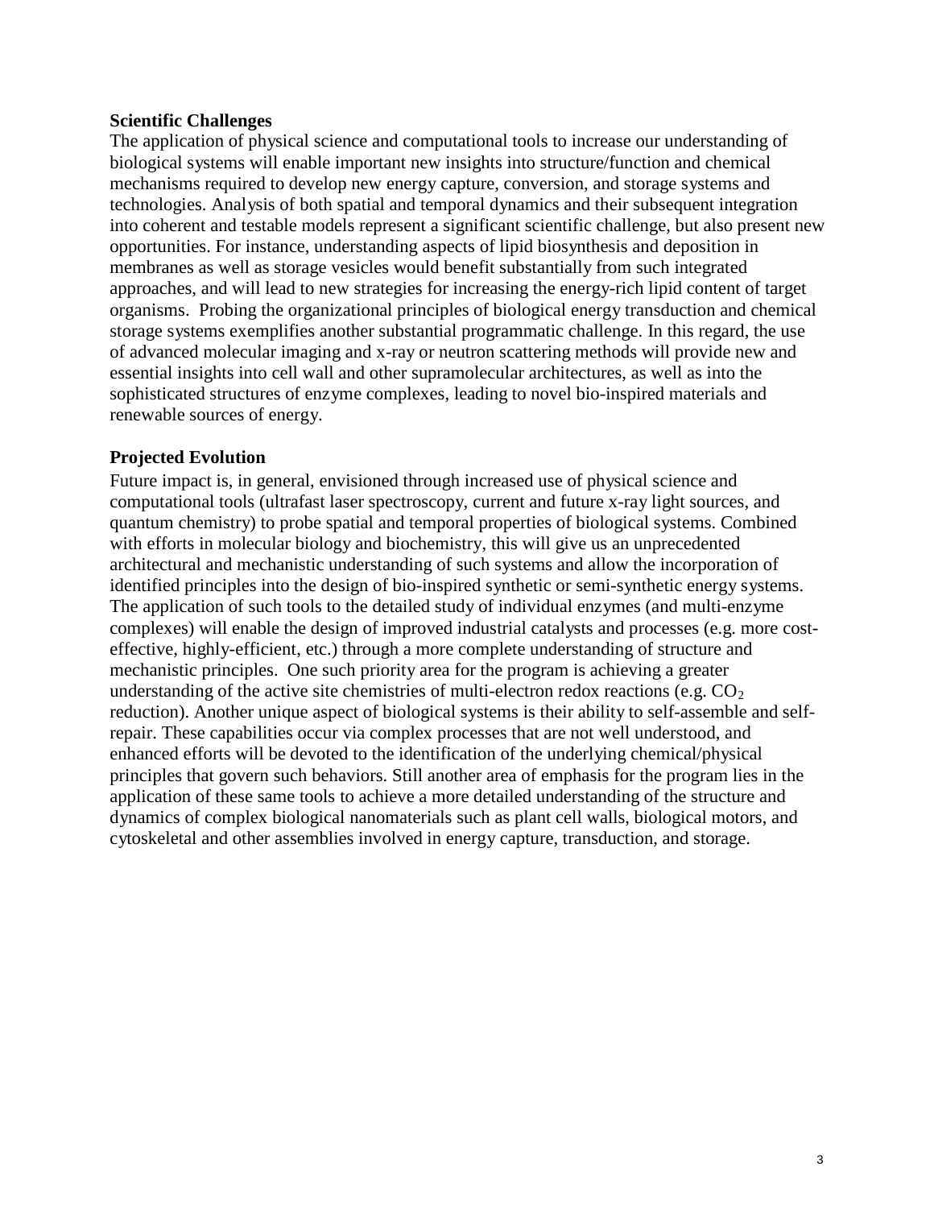**Scientific Challenges**

The application of physical science and computational tools to increase our understanding of biological systems will enable important new insights into structure/function and chemical mechanisms required to develop new energy capture, conversion, and storage systems and technologies. Analysis of both spatial and temporal dynamics and their subsequent integration into coherent and testable models represent a significant scientific challenge, but also present new opportunities. For instance, understanding aspects of lipid biosynthesis and deposition in membranes as well as storage vesicles would benefit substantially from such integrated approaches, and will lead to new strategies for increasing the energy-rich lipid content of target organisms. Probing the organizational principles of biological energy transduction and chemical storage systems exemplifies another substantial programmatic challenge. In this regard, the use of advanced molecular imaging and x-ray or neutron scattering methods will provide new and essential insights into cell wall and other supramolecular architectures, as well as into the sophisticated structures of enzyme complexes, leading to novel bio-inspired materials and renewable sources of energy.

**Projected Evolution**

Future impact is, in general, envisioned through increased use of physical science and computational tools (ultrafast laser spectroscopy, current and future x-ray light sources, and quantum chemistry) to probe spatial and temporal properties of biological systems. Combined with efforts in molecular biology and biochemistry, this will give us an unprecedented architectural and mechanistic understanding of such systems and allow the incorporation of identified principles into the design of bio-inspired synthetic or semi-synthetic energy systems. The application of such tools to the detailed study of individual enzymes (and multi-enzyme complexes) will enable the design of improved industrial catalysts and processes (e.g. more cost-effective, highly-efficient, etc.) through a more complete understanding of structure and mechanistic principles. One such priority area for the program is achieving a greater understanding of the active site chemistries of multi-electron redox reactions (e.g. $CO_2$ reduction). Another unique aspect of biological systems is their ability to self-assemble and self-repair. These capabilities occur via complex processes that are not well understood, and enhanced efforts will be devoted to the identification of the underlying chemical/physical principles that govern such behaviors. Still another area of emphasis for the program lies in the application of these same tools to achieve a more detailed understanding of the structure and dynamics of complex biological nanomaterials such as plant cell walls, biological motors, and cytoskeletal and other assemblies involved in energy capture, transduction, and storage.